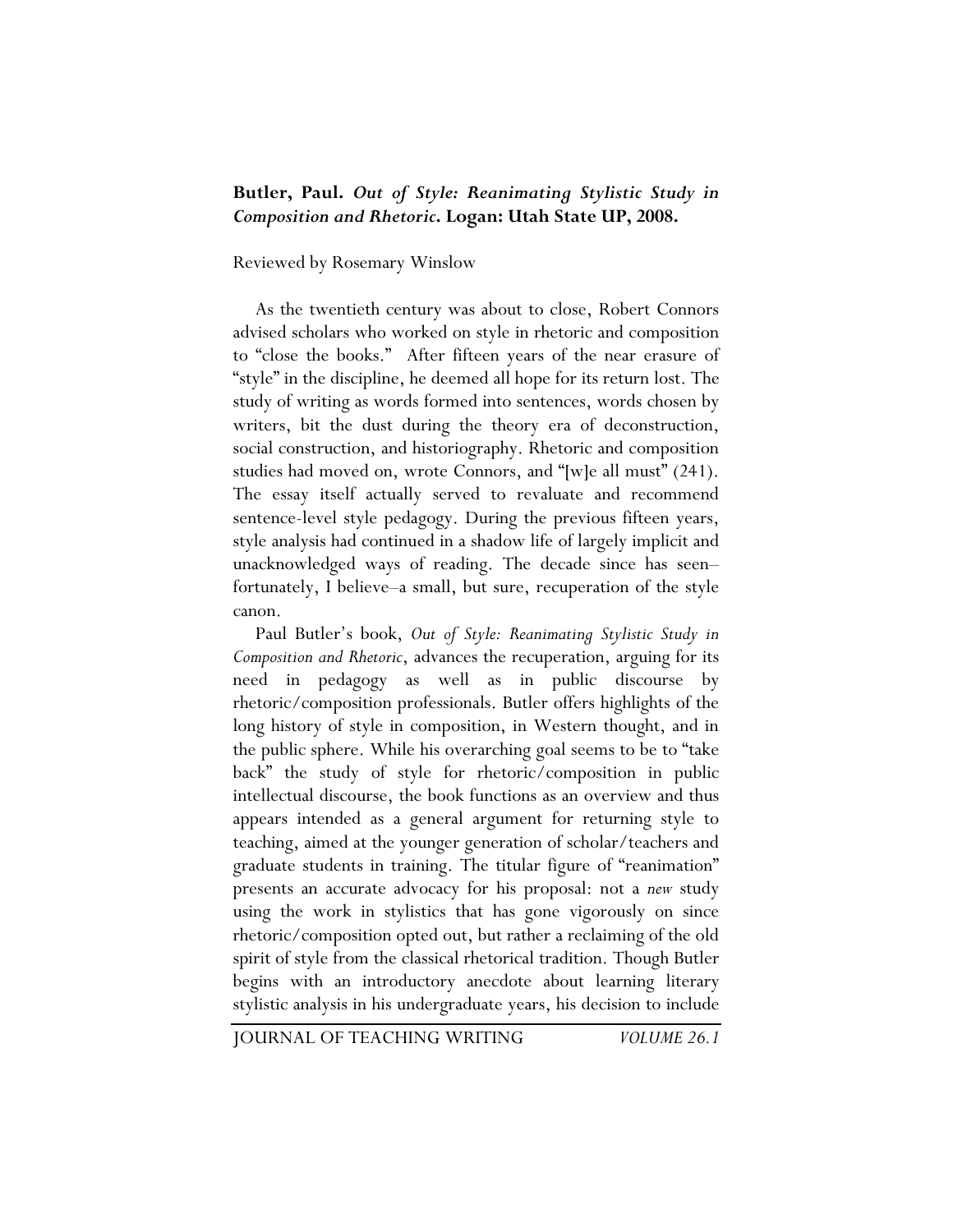**Butler, Paul. *Out of Style: Reanimating Stylistic Study in Composition and Rhetoric*. Logan: Utah State UP, 2008.**

Reviewed by Rosemary Winslow

As the twentieth century was about to close, Robert Connors advised scholars who worked on style in rhetoric and composition to "close the books." After fifteen years of the near erasure of "style" in the discipline, he deemed all hope for its return lost. The study of writing as words formed into sentences, words chosen by writers, bit the dust during the theory era of deconstruction, social construction, and historiography. Rhetoric and composition studies had moved on, wrote Connors, and "[w]e all must" (241). The essay itself actually served to revaluate and recommend sentence-level style pedagogy. During the previous fifteen years, style analysis had continued in a shadow life of largely implicit and unacknowledged ways of reading. The decade since has seen–fortunately, I believe–a small, but sure, recuperation of the style canon.

Paul Butler's book, *Out of Style: Reanimating Stylistic Study in Composition and Rhetoric*, advances the recuperation, arguing for its need in pedagogy as well as in public discourse by rhetoric/composition professionals. Butler offers highlights of the long history of style in composition, in Western thought, and in the public sphere. While his overarching goal seems to be to "take back" the study of style for rhetoric/composition in public intellectual discourse, the book functions as an overview and thus appears intended as a general argument for returning style to teaching, aimed at the younger generation of scholar/teachers and graduate students in training. The titular figure of "reanimation" presents an accurate advocacy for his proposal: not a *new* study using the work in stylistics that has gone vigorously on since rhetoric/composition opted out, but rather a reclaiming of the old spirit of style from the classical rhetorical tradition. Though Butler begins with an introductory anecdote about learning literary stylistic analysis in his undergraduate years, his decision to include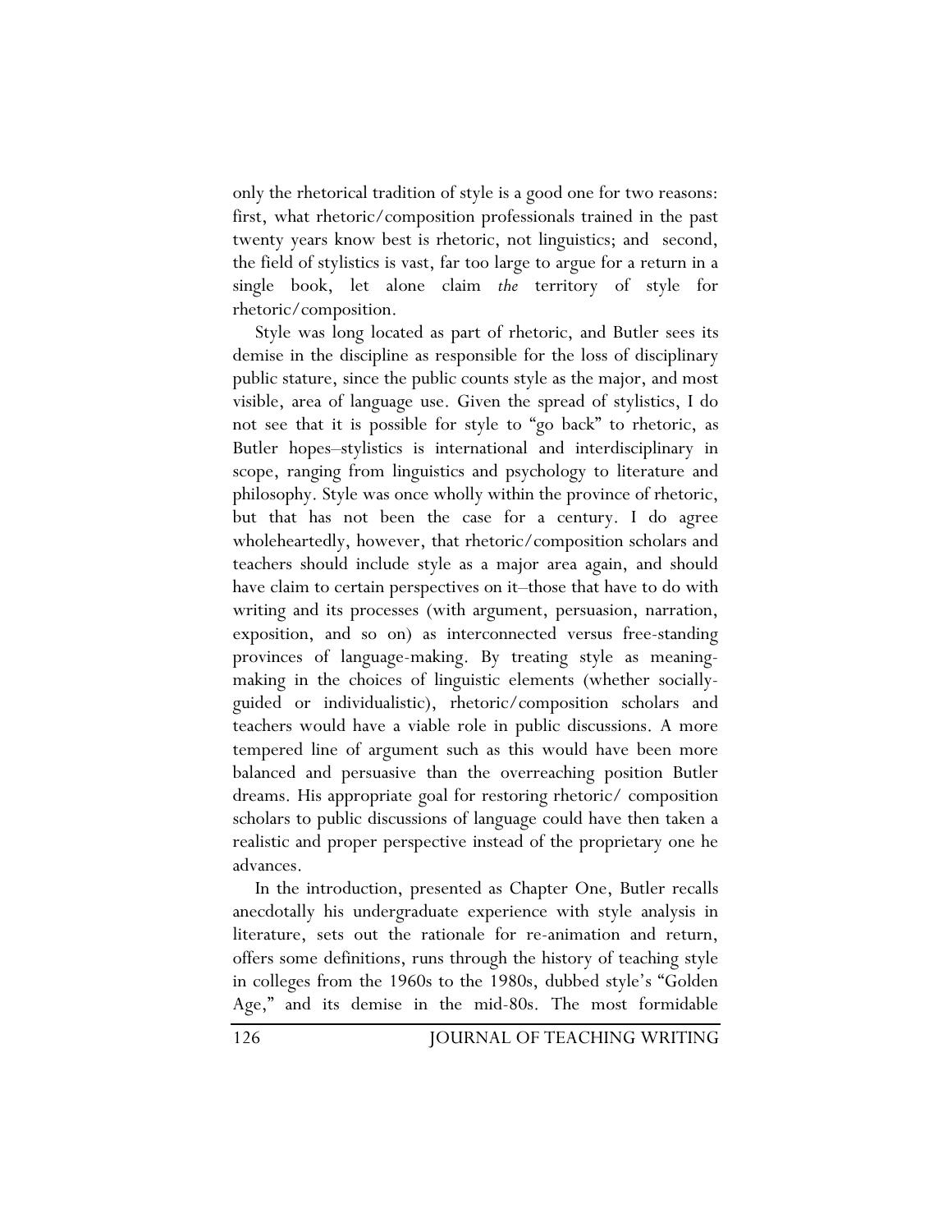only the rhetorical tradition of style is a good one for two reasons: first, what rhetoric/composition professionals trained in the past twenty years know best is rhetoric, not linguistics; and second, the field of stylistics is vast, far too large to argue for a return in a single book, let alone claim *the* territory of style for rhetoric/composition.

Style was long located as part of rhetoric, and Butler sees its demise in the discipline as responsible for the loss of disciplinary public stature, since the public counts style as the major, and most visible, area of language use. Given the spread of stylistics, I do not see that it is possible for style to "go back" to rhetoric, as Butler hopes–stylistics is international and interdisciplinary in scope, ranging from linguistics and psychology to literature and philosophy. Style was once wholly within the province of rhetoric, but that has not been the case for a century. I do agree wholeheartedly, however, that rhetoric/composition scholars and teachers should include style as a major area again, and should have claim to certain perspectives on it–those that have to do with writing and its processes (with argument, persuasion, narration, exposition, and so on) as interconnected versus free-standing provinces of language-making. By treating style as meaning-making in the choices of linguistic elements (whether socially-guided or individualistic), rhetoric/composition scholars and teachers would have a viable role in public discussions. A more tempered line of argument such as this would have been more balanced and persuasive than the overreaching position Butler dreams. His appropriate goal for restoring rhetoric/ composition scholars to public discussions of language could have then taken a realistic and proper perspective instead of the proprietary one he advances.

In the introduction, presented as Chapter One, Butler recalls anecdotally his undergraduate experience with style analysis in literature, sets out the rationale for re-animation and return, offers some definitions, runs through the history of teaching style in colleges from the 1960s to the 1980s, dubbed style's "Golden Age," and its demise in the mid-80s. The most formidable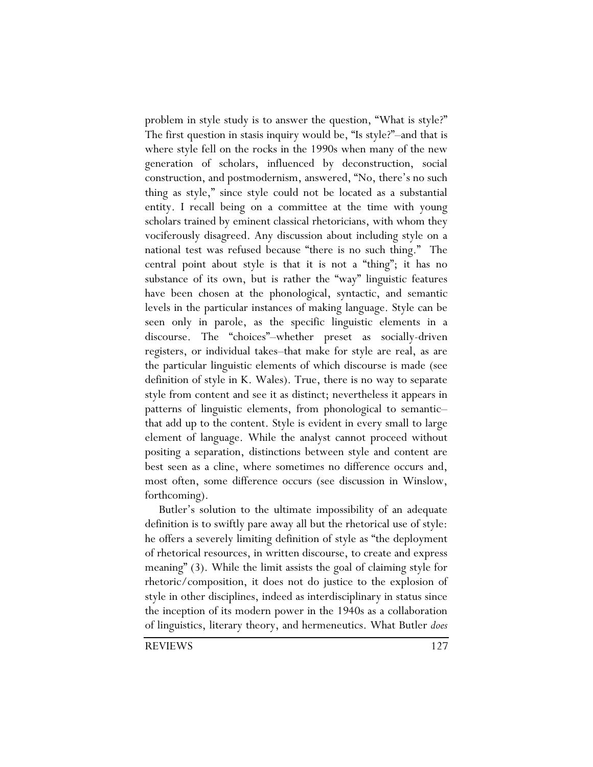problem in style study is to answer the question, "What is style?" The first question in stasis inquiry would be, "Is style?"–and that is where style fell on the rocks in the 1990s when many of the new generation of scholars, influenced by deconstruction, social construction, and postmodernism, answered, "No, there's no such thing as style," since style could not be located as a substantial entity. I recall being on a committee at the time with young scholars trained by eminent classical rhetoricians, with whom they vociferously disagreed. Any discussion about including style on a national test was refused because "there is no such thing." The central point about style is that it is not a "thing"; it has no substance of its own, but is rather the "way" linguistic features have been chosen at the phonological, syntactic, and semantic levels in the particular instances of making language. Style can be seen only in parole, as the specific linguistic elements in a discourse. The "choices"–whether preset as socially-driven registers, or individual takes–that make for style are real, as are the particular linguistic elements of which discourse is made (see definition of style in K. Wales). True, there is no way to separate style from content and see it as distinct; nevertheless it appears in patterns of linguistic elements, from phonological to semantic–that add up to the content. Style is evident in every small to large element of language. While the analyst cannot proceed without positing a separation, distinctions between style and content are best seen as a cline, where sometimes no difference occurs and, most often, some difference occurs (see discussion in Winslow, forthcoming).

Butler's solution to the ultimate impossibility of an adequate definition is to swiftly pare away all but the rhetorical use of style: he offers a severely limiting definition of style as "the deployment of rhetorical resources, in written discourse, to create and express meaning" (3). While the limit assists the goal of claiming style for rhetoric/composition, it does not do justice to the explosion of style in other disciplines, indeed as interdisciplinary in status since the inception of its modern power in the 1940s as a collaboration of linguistics, literary theory, and hermeneutics. What Butler *does*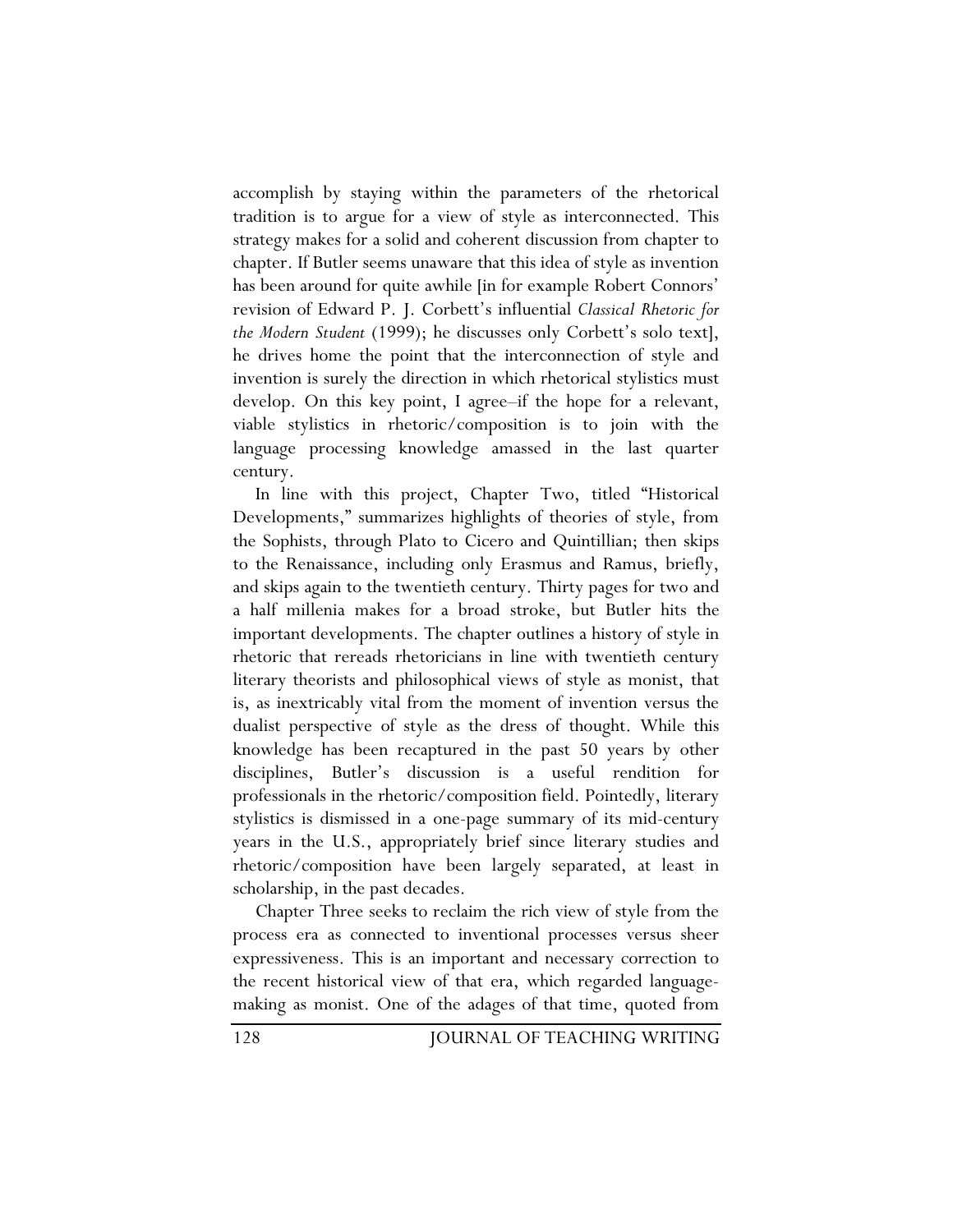accomplish by staying within the parameters of the rhetorical tradition is to argue for a view of style as interconnected. This strategy makes for a solid and coherent discussion from chapter to chapter. If Butler seems unaware that this idea of style as invention has been around for quite awhile [in for example Robert Connors' revision of Edward P. J. Corbett's influential *Classical Rhetoric for the Modern Student* (1999); he discusses only Corbett's solo text], he drives home the point that the interconnection of style and invention is surely the direction in which rhetorical stylistics must develop. On this key point, I agree–if the hope for a relevant, viable stylistics in rhetoric/composition is to join with the language processing knowledge amassed in the last quarter century.

In line with this project, Chapter Two, titled "Historical Developments," summarizes highlights of theories of style, from the Sophists, through Plato to Cicero and Quintillian; then skips to the Renaissance, including only Erasmus and Ramus, briefly, and skips again to the twentieth century. Thirty pages for two and a half millenia makes for a broad stroke, but Butler hits the important developments. The chapter outlines a history of style in rhetoric that rereads rhetoricians in line with twentieth century literary theorists and philosophical views of style as monist, that is, as inextricably vital from the moment of invention versus the dualist perspective of style as the dress of thought. While this knowledge has been recaptured in the past 50 years by other disciplines, Butler's discussion is a useful rendition for professionals in the rhetoric/composition field. Pointedly, literary stylistics is dismissed in a one-page summary of its mid-century years in the U.S., appropriately brief since literary studies and rhetoric/composition have been largely separated, at least in scholarship, in the past decades.

Chapter Three seeks to reclaim the rich view of style from the process era as connected to inventional processes versus sheer expressiveness. This is an important and necessary correction to the recent historical view of that era, which regarded language-making as monist. One of the adages of that time, quoted from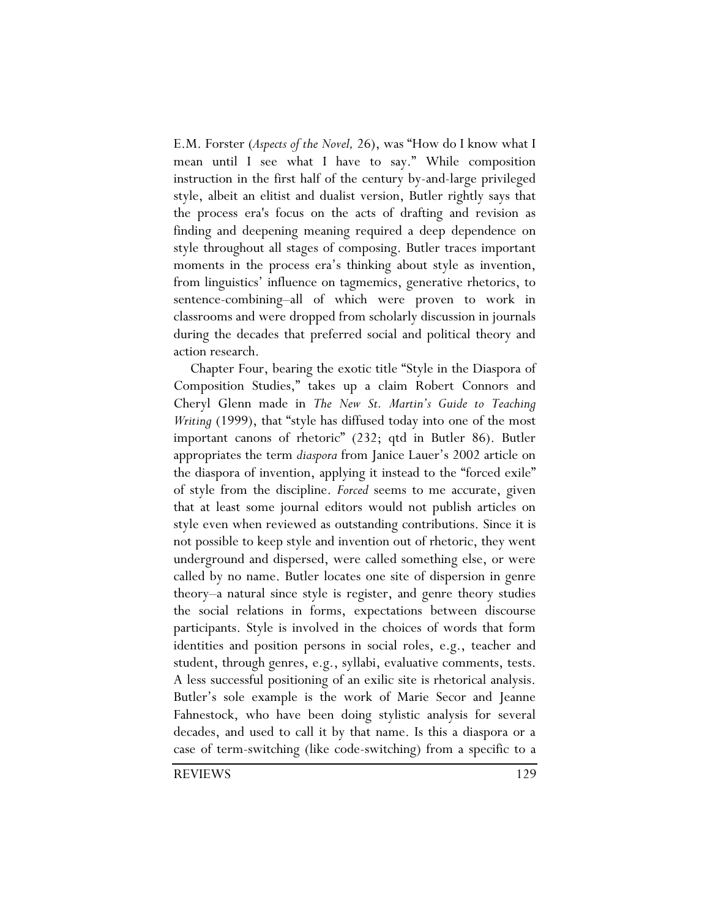E.M. Forster (*Aspects of the Novel,* 26), was "How do I know what I mean until I see what I have to say." While composition instruction in the first half of the century by-and-large privileged style, albeit an elitist and dualist version, Butler rightly says that the process era's focus on the acts of drafting and revision as finding and deepening meaning required a deep dependence on style throughout all stages of composing. Butler traces important moments in the process era's thinking about style as invention, from linguistics' influence on tagmemics, generative rhetorics, to sentence-combining–all of which were proven to work in classrooms and were dropped from scholarly discussion in journals during the decades that preferred social and political theory and action research.

Chapter Four, bearing the exotic title "Style in the Diaspora of Composition Studies," takes up a claim Robert Connors and Cheryl Glenn made in *The New St. Martin's Guide to Teaching Writing* (1999), that "style has diffused today into one of the most important canons of rhetoric" (232; qtd in Butler 86). Butler appropriates the term *diaspora* from Janice Lauer's 2002 article on the diaspora of invention, applying it instead to the "forced exile" of style from the discipline. *Forced* seems to me accurate, given that at least some journal editors would not publish articles on style even when reviewed as outstanding contributions. Since it is not possible to keep style and invention out of rhetoric, they went underground and dispersed, were called something else, or were called by no name. Butler locates one site of dispersion in genre theory–a natural since style is register, and genre theory studies the social relations in forms, expectations between discourse participants. Style is involved in the choices of words that form identities and position persons in social roles, e.g., teacher and student, through genres, e.g., syllabi, evaluative comments, tests. A less successful positioning of an exilic site is rhetorical analysis. Butler's sole example is the work of Marie Secor and Jeanne Fahnestock, who have been doing stylistic analysis for several decades, and used to call it by that name. Is this a diaspora or a case of term-switching (like code-switching) from a specific to a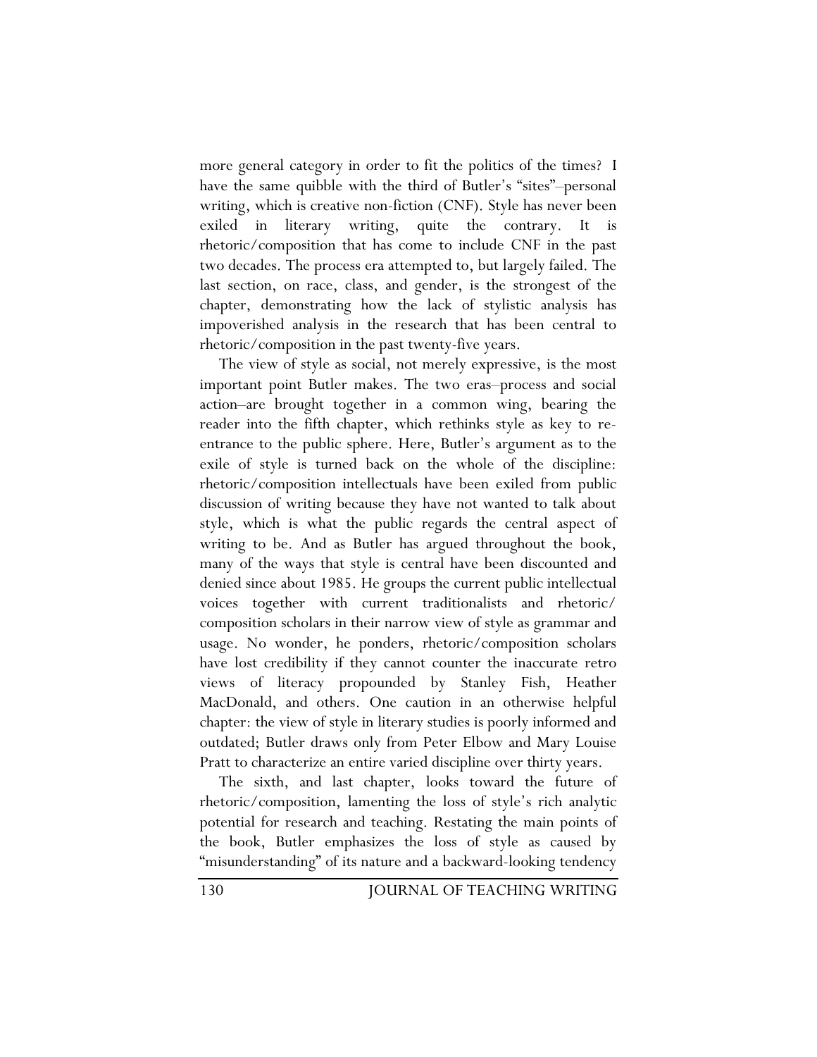more general category in order to fit the politics of the times? I have the same quibble with the third of Butler's "sites"–personal writing, which is creative non-fiction (CNF). Style has never been exiled in literary writing, quite the contrary. It is rhetoric/composition that has come to include CNF in the past two decades. The process era attempted to, but largely failed. The last section, on race, class, and gender, is the strongest of the chapter, demonstrating how the lack of stylistic analysis has impoverished analysis in the research that has been central to rhetoric/composition in the past twenty-five years.

The view of style as social, not merely expressive, is the most important point Butler makes. The two eras–process and social action–are brought together in a common wing, bearing the reader into the fifth chapter, which rethinks style as key to re-entrance to the public sphere. Here, Butler's argument as to the exile of style is turned back on the whole of the discipline: rhetoric/composition intellectuals have been exiled from public discussion of writing because they have not wanted to talk about style, which is what the public regards the central aspect of writing to be. And as Butler has argued throughout the book, many of the ways that style is central have been discounted and denied since about 1985. He groups the current public intellectual voices together with current traditionalists and rhetoric/ composition scholars in their narrow view of style as grammar and usage. No wonder, he ponders, rhetoric/composition scholars have lost credibility if they cannot counter the inaccurate retro views of literacy propounded by Stanley Fish, Heather MacDonald, and others. One caution in an otherwise helpful chapter: the view of style in literary studies is poorly informed and outdated; Butler draws only from Peter Elbow and Mary Louise Pratt to characterize an entire varied discipline over thirty years.

The sixth, and last chapter, looks toward the future of rhetoric/composition, lamenting the loss of style's rich analytic potential for research and teaching. Restating the main points of the book, Butler emphasizes the loss of style as caused by "misunderstanding" of its nature and a backward-looking tendency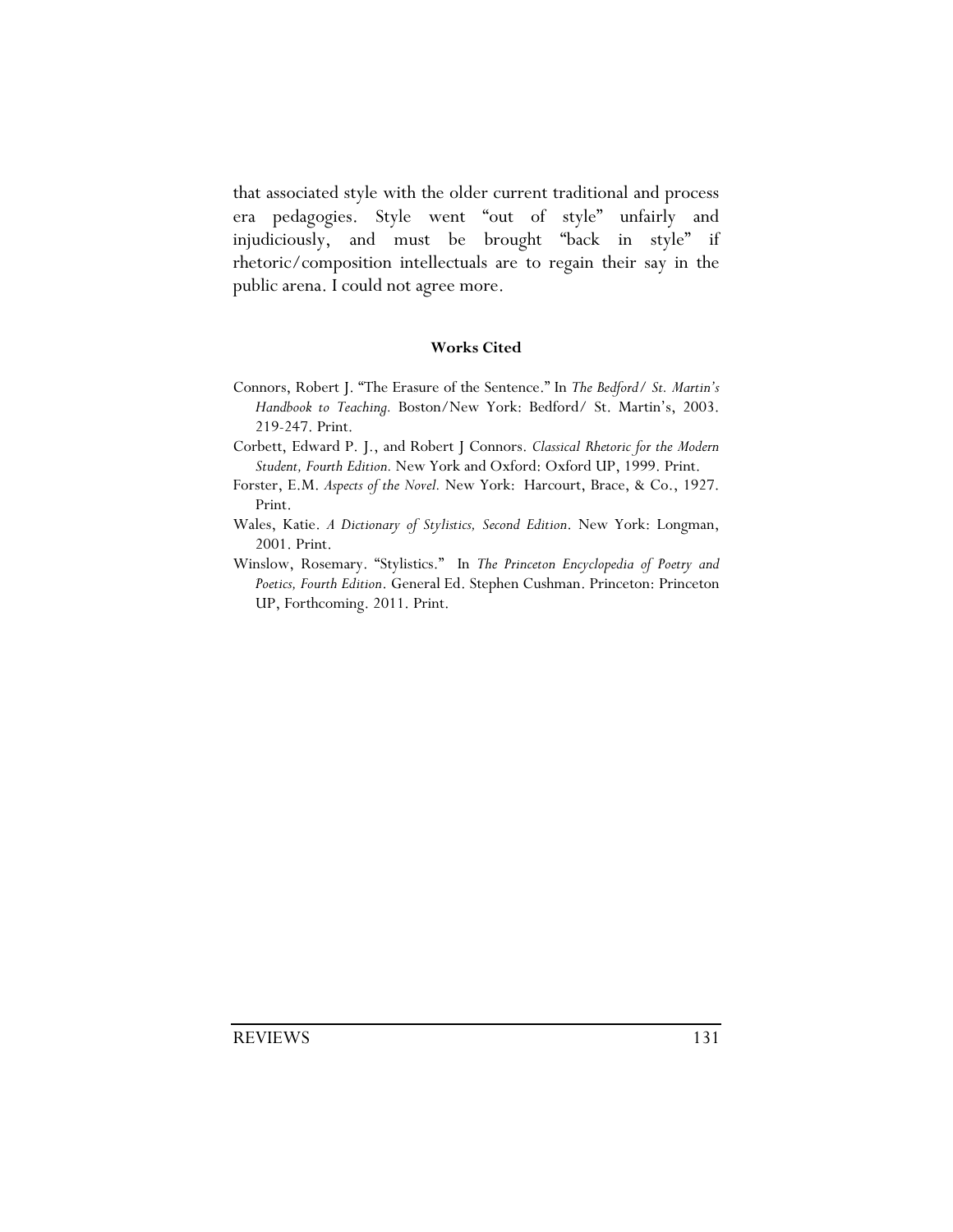that associated style with the older current traditional and process era pedagogies. Style went "out of style" unfairly and injudiciously, and must be brought "back in style" if rhetoric/composition intellectuals are to regain their say in the public arena. I could not agree more.

**Works Cited**

Connors, Robert J. "The Erasure of the Sentence." In *The Bedford/ St. Martin's Handbook to Teaching.* Boston/New York: Bedford/ St. Martin's, 2003. 219-247. Print.

Corbett, Edward P. J., and Robert J Connors. *Classical Rhetoric for the Modern Student, Fourth Edition.* New York and Oxford: Oxford UP, 1999. Print.

Forster, E.M. *Aspects of the Novel.* New York: Harcourt, Brace, & Co., 1927. Print.

Wales, Katie. *A Dictionary of Stylistics, Second Edition*. New York: Longman, 2001. Print.

Winslow, Rosemary. "Stylistics." In *The Princeton Encyclopedia of Poetry and Poetics, Fourth Edition*. General Ed. Stephen Cushman. Princeton: Princeton UP, Forthcoming. 2011. Print.